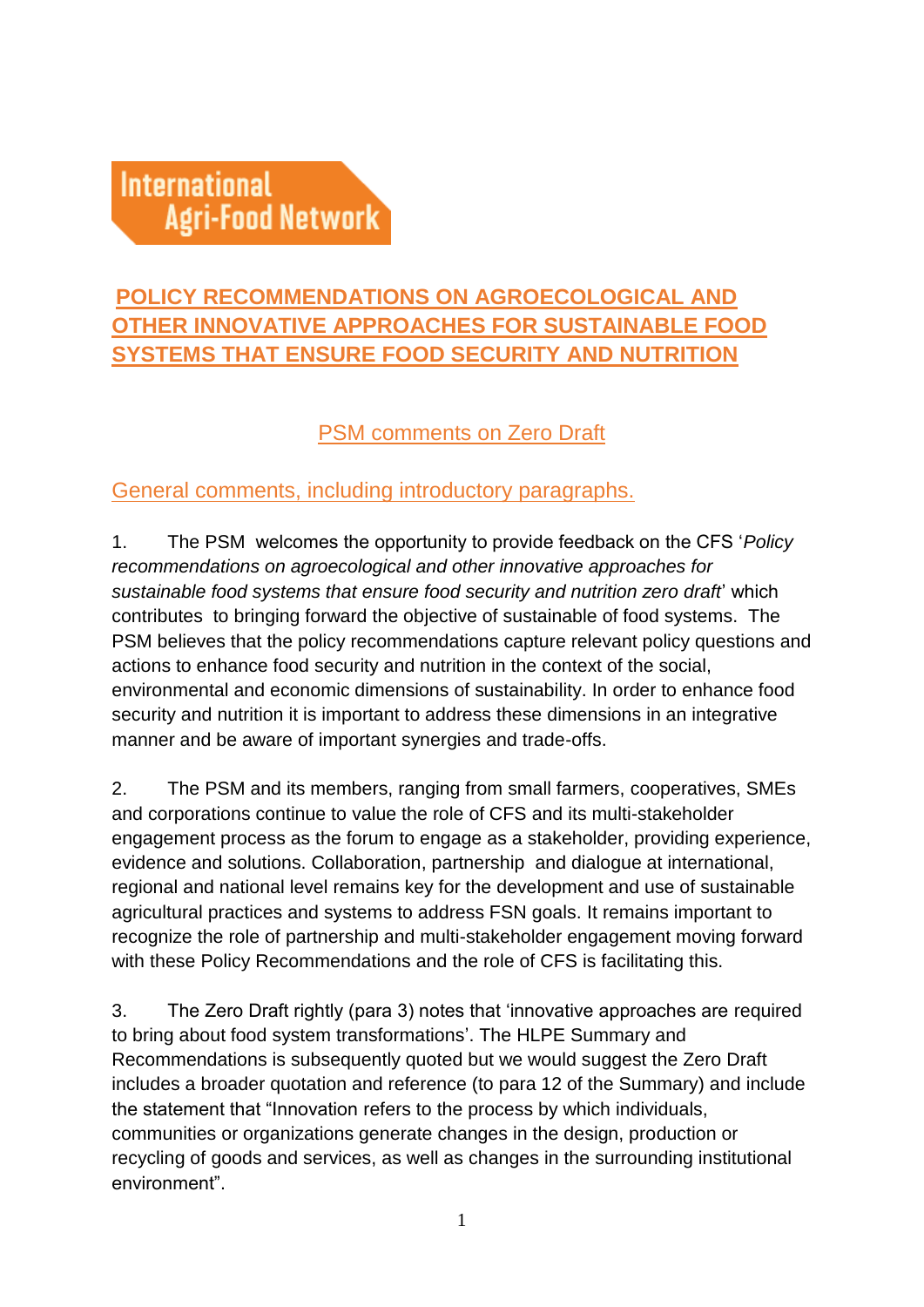International Agri-Food Network

# POLICY RECOMMENDATIONS ON AGROECOLOGICAL AND OTHER INNOVATIVE APPROACHES FOR SUSTAINABLE FOOD SYSTEMS THAT ENSURE FOOD SECURITY AND NUTRITION

## PSM comments on Zero Draft

### General comments, including introductory paragraphs.

1. The PSM welcomes the opportunity to provide feedback on the CFS '*Policy recommendations on agroecological and other innovative approaches for sustainable food systems that ensure food security and nutrition zero draft*' which contributes to bringing forward the objective of sustainable of food systems. The PSM believes that the policy recommendations capture relevant policy questions and actions to enhance food security and nutrition in the context of the social, environmental and economic dimensions of sustainability. In order to enhance food security and nutrition it is important to address these dimensions in an integrative manner and be aware of important synergies and trade-offs.

2. The PSM and its members, ranging from small farmers, cooperatives, SMEs and corporations continue to value the role of CFS and its multi-stakeholder engagement process as the forum to engage as a stakeholder, providing experience, evidence and solutions. Collaboration, partnership and dialogue at international, regional and national level remains key for the development and use of sustainable agricultural practices and systems to address FSN goals. It remains important to recognize the role of partnership and multi-stakeholder engagement moving forward with these Policy Recommendations and the role of CFS is facilitating this.

3. The Zero Draft rightly (para 3) notes that 'innovative approaches are required to bring about food system transformations'. The HLPE Summary and Recommendations is subsequently quoted but we would suggest the Zero Draft includes a broader quotation and reference (to para 12 of the Summary) and include the statement that "Innovation refers to the process by which individuals, communities or organizations generate changes in the design, production or recycling of goods and services, as well as changes in the surrounding institutional environment".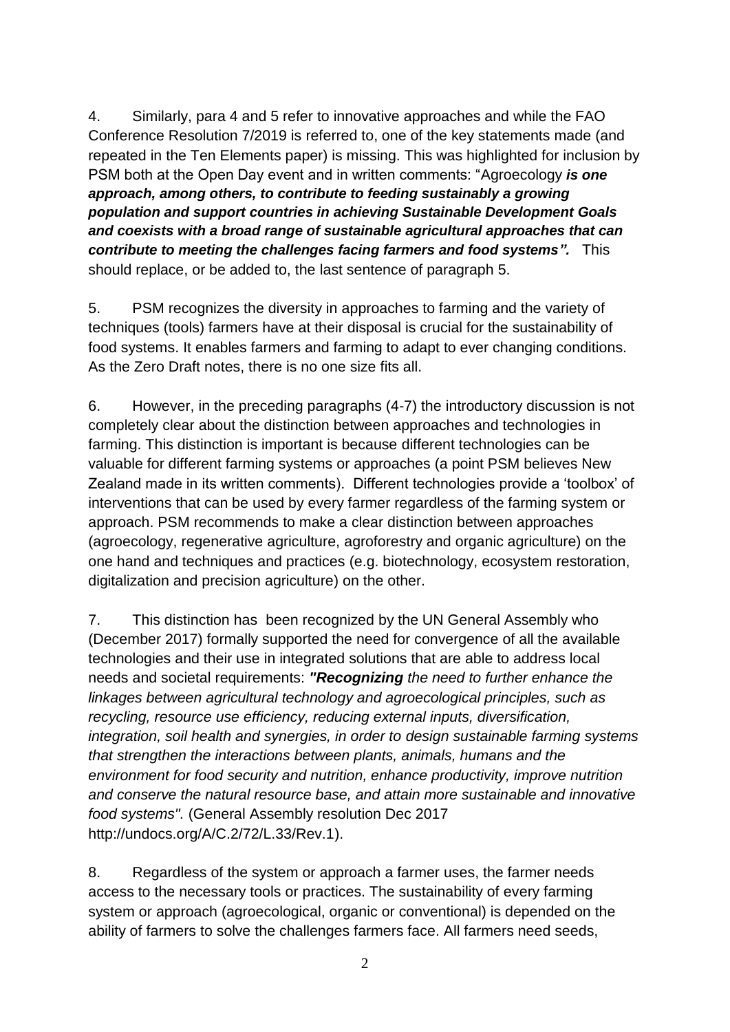4. Similarly, para 4 and 5 refer to innovative approaches and while the FAO Conference Resolution 7/2019 is referred to, one of the key statements made (and repeated in the Ten Elements paper) is missing. This was highlighted for inclusion by PSM both at the Open Day event and in written comments: "Agroecology ***is one approach, among others, to contribute to feeding sustainably a growing population and support countries in achieving Sustainable Development Goals and coexists with a broad range of sustainable agricultural approaches that can contribute to meeting the challenges facing farmers and food systems".*** This should replace, or be added to, the last sentence of paragraph 5.

5. PSM recognizes the diversity in approaches to farming and the variety of techniques (tools) farmers have at their disposal is crucial for the sustainability of food systems. It enables farmers and farming to adapt to ever changing conditions. As the Zero Draft notes, there is no one size fits all.

6. However, in the preceding paragraphs (4-7) the introductory discussion is not completely clear about the distinction between approaches and technologies in farming. This distinction is important is because different technologies can be valuable for different farming systems or approaches (a point PSM believes New Zealand made in its written comments). Different technologies provide a 'toolbox' of interventions that can be used by every farmer regardless of the farming system or approach. PSM recommends to make a clear distinction between approaches (agroecology, regenerative agriculture, agroforestry and organic agriculture) on the one hand and techniques and practices (e.g. biotechnology, ecosystem restoration, digitalization and precision agriculture) on the other.

7. This distinction has been recognized by the UN General Assembly who (December 2017) formally supported the need for convergence of all the available technologies and their use in integrated solutions that are able to address local needs and societal requirements: ***"Recognizing*** *the need to further enhance the linkages between agricultural technology and agroecological principles, such as recycling, resource use efficiency, reducing external inputs, diversification, integration, soil health and synergies, in order to design sustainable farming systems that strengthen the interactions between plants, animals, humans and the environment for food security and nutrition, enhance productivity, improve nutrition and conserve the natural resource base, and attain more sustainable and innovative food systems".* (General Assembly resolution Dec 2017 http://undocs.org/A/C.2/72/L.33/Rev.1).

8. Regardless of the system or approach a farmer uses, the farmer needs access to the necessary tools or practices. The sustainability of every farming system or approach (agroecological, organic or conventional) is depended on the ability of farmers to solve the challenges farmers face. All farmers need seeds,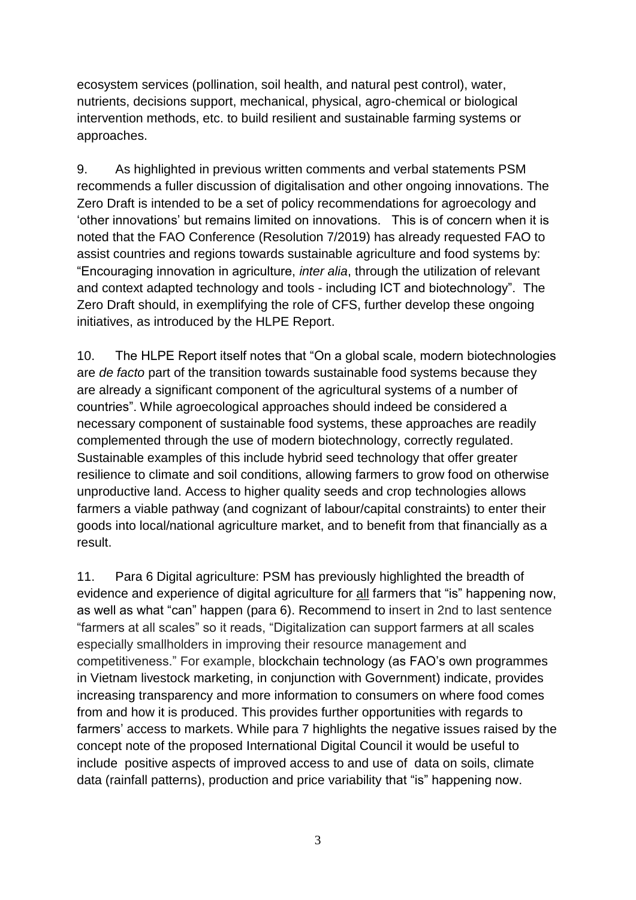ecosystem services (pollination, soil health, and natural pest control), water, nutrients, decisions support, mechanical, physical, agro-chemical or biological intervention methods, etc. to build resilient and sustainable farming systems or approaches.

9. As highlighted in previous written comments and verbal statements PSM recommends a fuller discussion of digitalisation and other ongoing innovations. The Zero Draft is intended to be a set of policy recommendations for agroecology and 'other innovations' but remains limited on innovations. This is of concern when it is noted that the FAO Conference (Resolution 7/2019) has already requested FAO to assist countries and regions towards sustainable agriculture and food systems by: "Encouraging innovation in agriculture, *inter alia*, through the utilization of relevant and context adapted technology and tools - including ICT and biotechnology". The Zero Draft should, in exemplifying the role of CFS, further develop these ongoing initiatives, as introduced by the HLPE Report.

10. The HLPE Report itself notes that "On a global scale, modern biotechnologies are *de facto* part of the transition towards sustainable food systems because they are already a significant component of the agricultural systems of a number of countries". While agroecological approaches should indeed be considered a necessary component of sustainable food systems, these approaches are readily complemented through the use of modern biotechnology, correctly regulated. Sustainable examples of this include hybrid seed technology that offer greater resilience to climate and soil conditions, allowing farmers to grow food on otherwise unproductive land. Access to higher quality seeds and crop technologies allows farmers a viable pathway (and cognizant of labour/capital constraints) to enter their goods into local/national agriculture market, and to benefit from that financially as a result.

11. Para 6 Digital agriculture: PSM has previously highlighted the breadth of evidence and experience of digital agriculture for <u>all</u> farmers that "is" happening now, as well as what "can" happen (para 6). Recommend to insert in 2nd to last sentence "farmers at all scales" so it reads, "Digitalization can support farmers at all scales especially smallholders in improving their resource management and competitiveness." For example, blockchain technology (as FAO's own programmes in Vietnam livestock marketing, in conjunction with Government) indicate, provides increasing transparency and more information to consumers on where food comes from and how it is produced. This provides further opportunities with regards to farmers' access to markets. While para 7 highlights the negative issues raised by the concept note of the proposed International Digital Council it would be useful to include positive aspects of improved access to and use of data on soils, climate data (rainfall patterns), production and price variability that "is" happening now.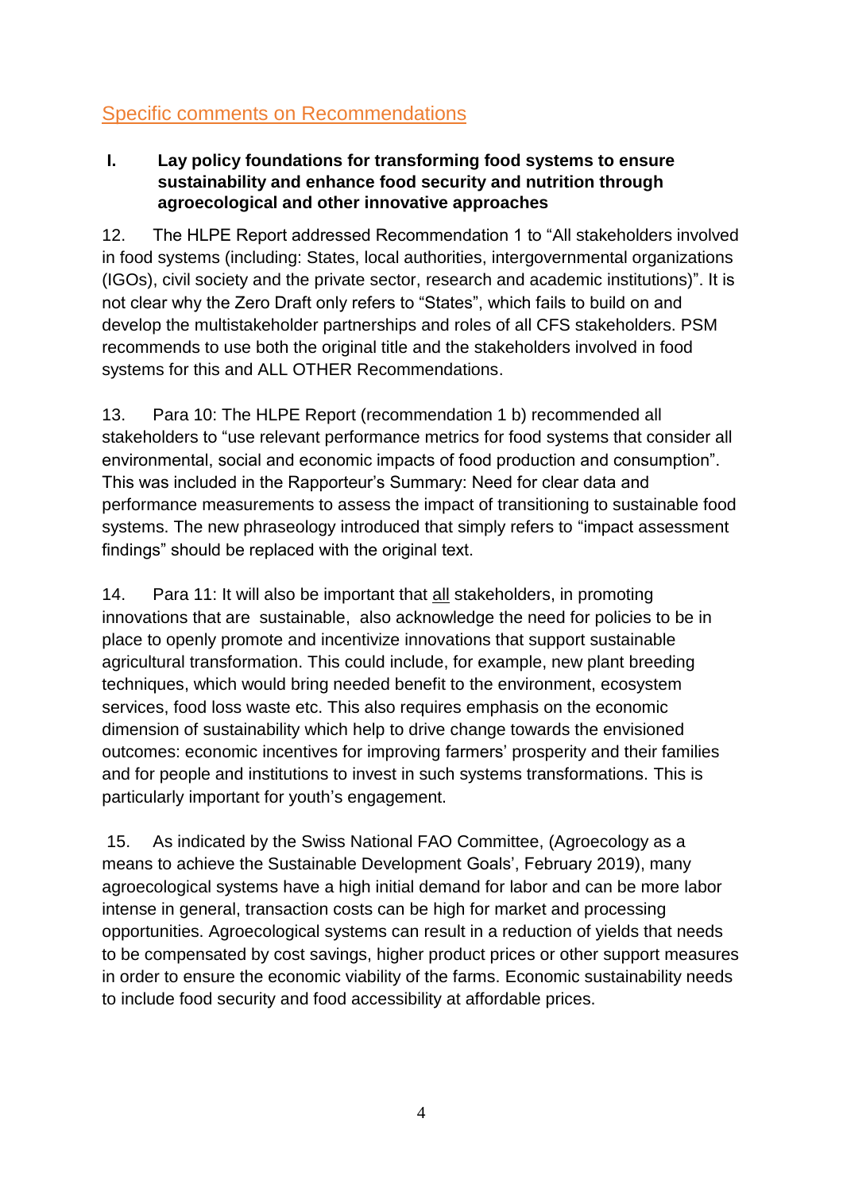## Specific comments on Recommendations

### I. Lay policy foundations for transforming food systems to ensure sustainability and enhance food security and nutrition through agroecological and other innovative approaches

12. The HLPE Report addressed Recommendation 1 to "All stakeholders involved in food systems (including: States, local authorities, intergovernmental organizations (IGOs), civil society and the private sector, research and academic institutions)". It is not clear why the Zero Draft only refers to "States", which fails to build on and develop the multistakeholder partnerships and roles of all CFS stakeholders. PSM recommends to use both the original title and the stakeholders involved in food systems for this and ALL OTHER Recommendations.

13. Para 10: The HLPE Report (recommendation 1 b) recommended all stakeholders to "use relevant performance metrics for food systems that consider all environmental, social and economic impacts of food production and consumption". This was included in the Rapporteur's Summary: Need for clear data and performance measurements to assess the impact of transitioning to sustainable food systems. The new phraseology introduced that simply refers to "impact assessment findings" should be replaced with the original text.

14. Para 11: It will also be important that <u>all</u> stakeholders, in promoting innovations that are sustainable, also acknowledge the need for policies to be in place to openly promote and incentivize innovations that support sustainable agricultural transformation. This could include, for example, new plant breeding techniques, which would bring needed benefit to the environment, ecosystem services, food loss waste etc. This also requires emphasis on the economic dimension of sustainability which help to drive change towards the envisioned outcomes: economic incentives for improving farmers' prosperity and their families and for people and institutions to invest in such systems transformations. This is particularly important for youth's engagement.

15. As indicated by the Swiss National FAO Committee, (Agroecology as a means to achieve the Sustainable Development Goals', February 2019), many agroecological systems have a high initial demand for labor and can be more labor intense in general, transaction costs can be high for market and processing opportunities. Agroecological systems can result in a reduction of yields that needs to be compensated by cost savings, higher product prices or other support measures in order to ensure the economic viability of the farms. Economic sustainability needs to include food security and food accessibility at affordable prices.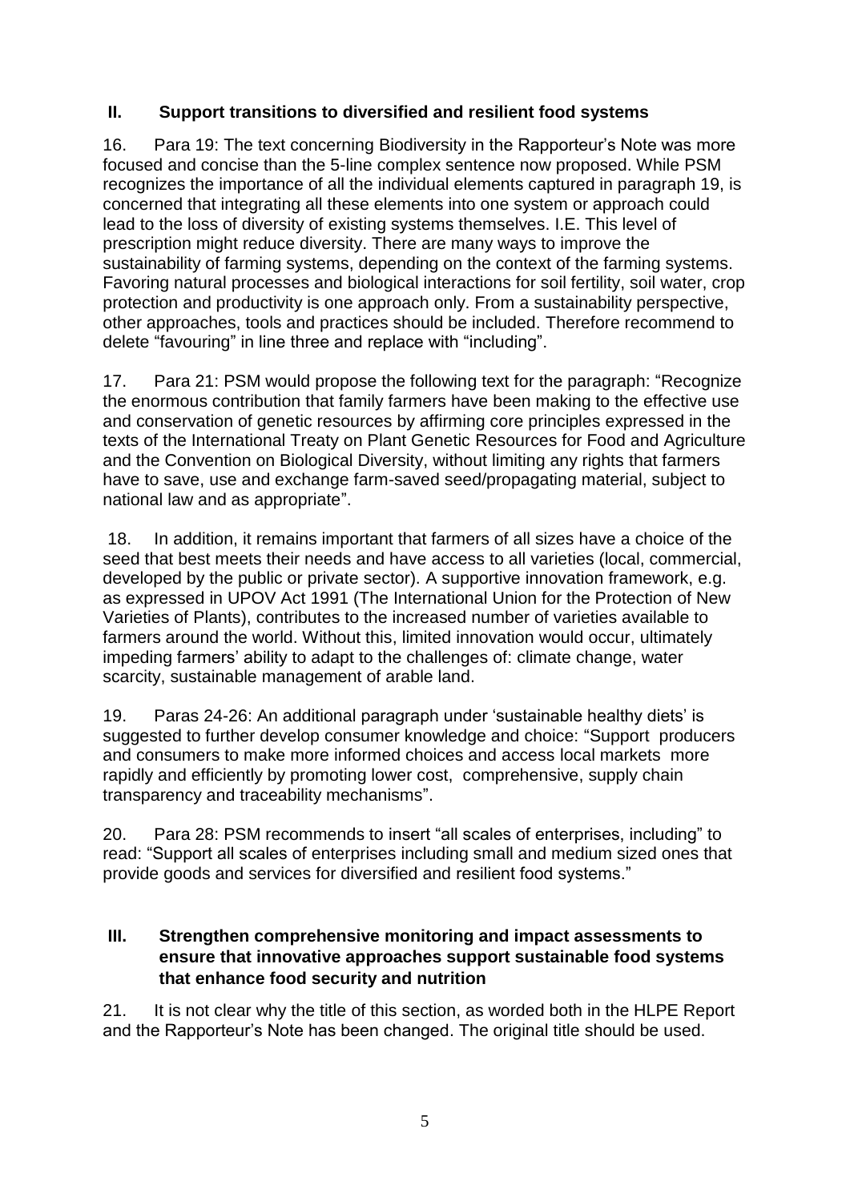## II. Support transitions to diversified and resilient food systems

16. Para 19: The text concerning Biodiversity in the Rapporteur's Note was more focused and concise than the 5-line complex sentence now proposed. While PSM recognizes the importance of all the individual elements captured in paragraph 19, is concerned that integrating all these elements into one system or approach could lead to the loss of diversity of existing systems themselves. I.E. This level of prescription might reduce diversity. There are many ways to improve the sustainability of farming systems, depending on the context of the farming systems. Favoring natural processes and biological interactions for soil fertility, soil water, crop protection and productivity is one approach only. From a sustainability perspective, other approaches, tools and practices should be included. Therefore recommend to delete "favouring" in line three and replace with "including".

17. Para 21: PSM would propose the following text for the paragraph: "Recognize the enormous contribution that family farmers have been making to the effective use and conservation of genetic resources by affirming core principles expressed in the texts of the International Treaty on Plant Genetic Resources for Food and Agriculture and the Convention on Biological Diversity, without limiting any rights that farmers have to save, use and exchange farm-saved seed/propagating material, subject to national law and as appropriate".

18. In addition, it remains important that farmers of all sizes have a choice of the seed that best meets their needs and have access to all varieties (local, commercial, developed by the public or private sector). A supportive innovation framework, e.g. as expressed in UPOV Act 1991 (The International Union for the Protection of New Varieties of Plants), contributes to the increased number of varieties available to farmers around the world. Without this, limited innovation would occur, ultimately impeding farmers' ability to adapt to the challenges of: climate change, water scarcity, sustainable management of arable land.

19. Paras 24-26: An additional paragraph under 'sustainable healthy diets' is suggested to further develop consumer knowledge and choice: "Support producers and consumers to make more informed choices and access local markets more rapidly and efficiently by promoting lower cost, comprehensive, supply chain transparency and traceability mechanisms".

20. Para 28: PSM recommends to insert "all scales of enterprises, including" to read: "Support all scales of enterprises including small and medium sized ones that provide goods and services for diversified and resilient food systems."

## III. Strengthen comprehensive monitoring and impact assessments to ensure that innovative approaches support sustainable food systems that enhance food security and nutrition

21. It is not clear why the title of this section, as worded both in the HLPE Report and the Rapporteur's Note has been changed. The original title should be used.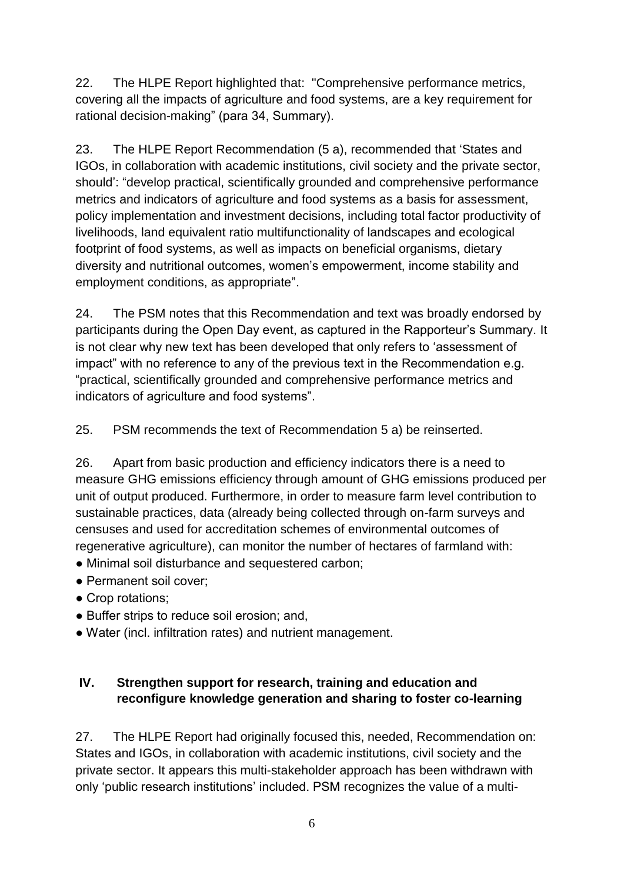22. The HLPE Report highlighted that: "Comprehensive performance metrics, covering all the impacts of agriculture and food systems, are a key requirement for rational decision-making" (para 34, Summary).

23. The HLPE Report Recommendation (5 a), recommended that 'States and IGOs, in collaboration with academic institutions, civil society and the private sector, should': "develop practical, scientifically grounded and comprehensive performance metrics and indicators of agriculture and food systems as a basis for assessment, policy implementation and investment decisions, including total factor productivity of livelihoods, land equivalent ratio multifunctionality of landscapes and ecological footprint of food systems, as well as impacts on beneficial organisms, dietary diversity and nutritional outcomes, women's empowerment, income stability and employment conditions, as appropriate".

24. The PSM notes that this Recommendation and text was broadly endorsed by participants during the Open Day event, as captured in the Rapporteur's Summary. It is not clear why new text has been developed that only refers to 'assessment of impact" with no reference to any of the previous text in the Recommendation e.g. "practical, scientifically grounded and comprehensive performance metrics and indicators of agriculture and food systems".

25. PSM recommends the text of Recommendation 5 a) be reinserted.

26. Apart from basic production and efficiency indicators there is a need to measure GHG emissions efficiency through amount of GHG emissions produced per unit of output produced. Furthermore, in order to measure farm level contribution to sustainable practices, data (already being collected through on-farm surveys and censuses and used for accreditation schemes of environmental outcomes of regenerative agriculture), can monitor the number of hectares of farmland with:

- Minimal soil disturbance and sequestered carbon;
- Permanent soil cover;
- Crop rotations;
- Buffer strips to reduce soil erosion; and,
- Water (incl. infiltration rates) and nutrient management.

## IV. Strengthen support for research, training and education and reconfigure knowledge generation and sharing to foster co-learning

27. The HLPE Report had originally focused this, needed, Recommendation on: States and IGOs, in collaboration with academic institutions, civil society and the private sector. It appears this multi-stakeholder approach has been withdrawn with only 'public research institutions' included. PSM recognizes the value of a multi-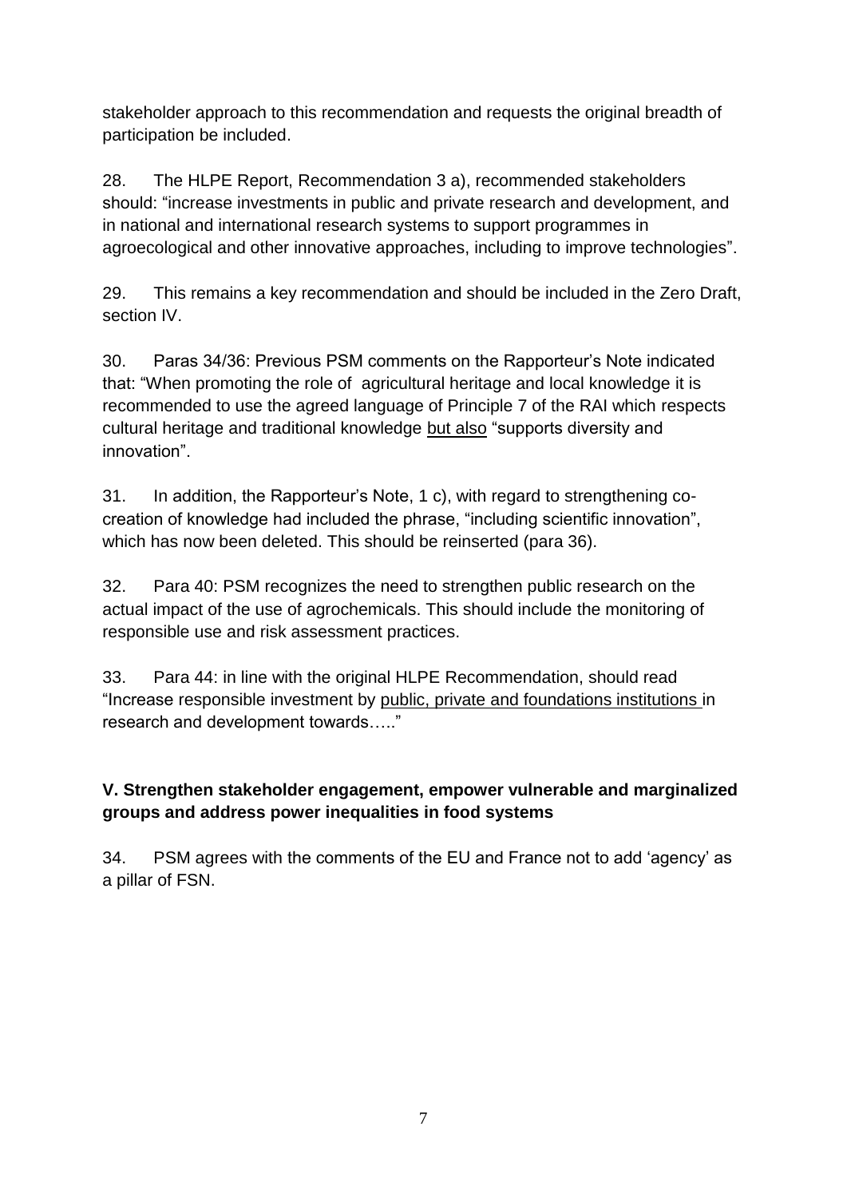stakeholder approach to this recommendation and requests the original breadth of participation be included.

28. The HLPE Report, Recommendation 3 a), recommended stakeholders should: "increase investments in public and private research and development, and in national and international research systems to support programmes in agroecological and other innovative approaches, including to improve technologies".

29. This remains a key recommendation and should be included in the Zero Draft, section IV.

30. Paras 34/36: Previous PSM comments on the Rapporteur's Note indicated that: "When promoting the role of agricultural heritage and local knowledge it is recommended to use the agreed language of Principle 7 of the RAI which respects cultural heritage and traditional knowledge <u>but also</u> "supports diversity and innovation".

31. In addition, the Rapporteur's Note, 1 c), with regard to strengthening co-creation of knowledge had included the phrase, "including scientific innovation", which has now been deleted. This should be reinserted (para 36).

32. Para 40: PSM recognizes the need to strengthen public research on the actual impact of the use of agrochemicals. This should include the monitoring of responsible use and risk assessment practices.

33. Para 44: in line with the original HLPE Recommendation, should read "Increase responsible investment by <u>public, private and foundations institutions</u> in research and development towards….."

## V. Strengthen stakeholder engagement, empower vulnerable and marginalized groups and address power inequalities in food systems

34. PSM agrees with the comments of the EU and France not to add 'agency' as a pillar of FSN.